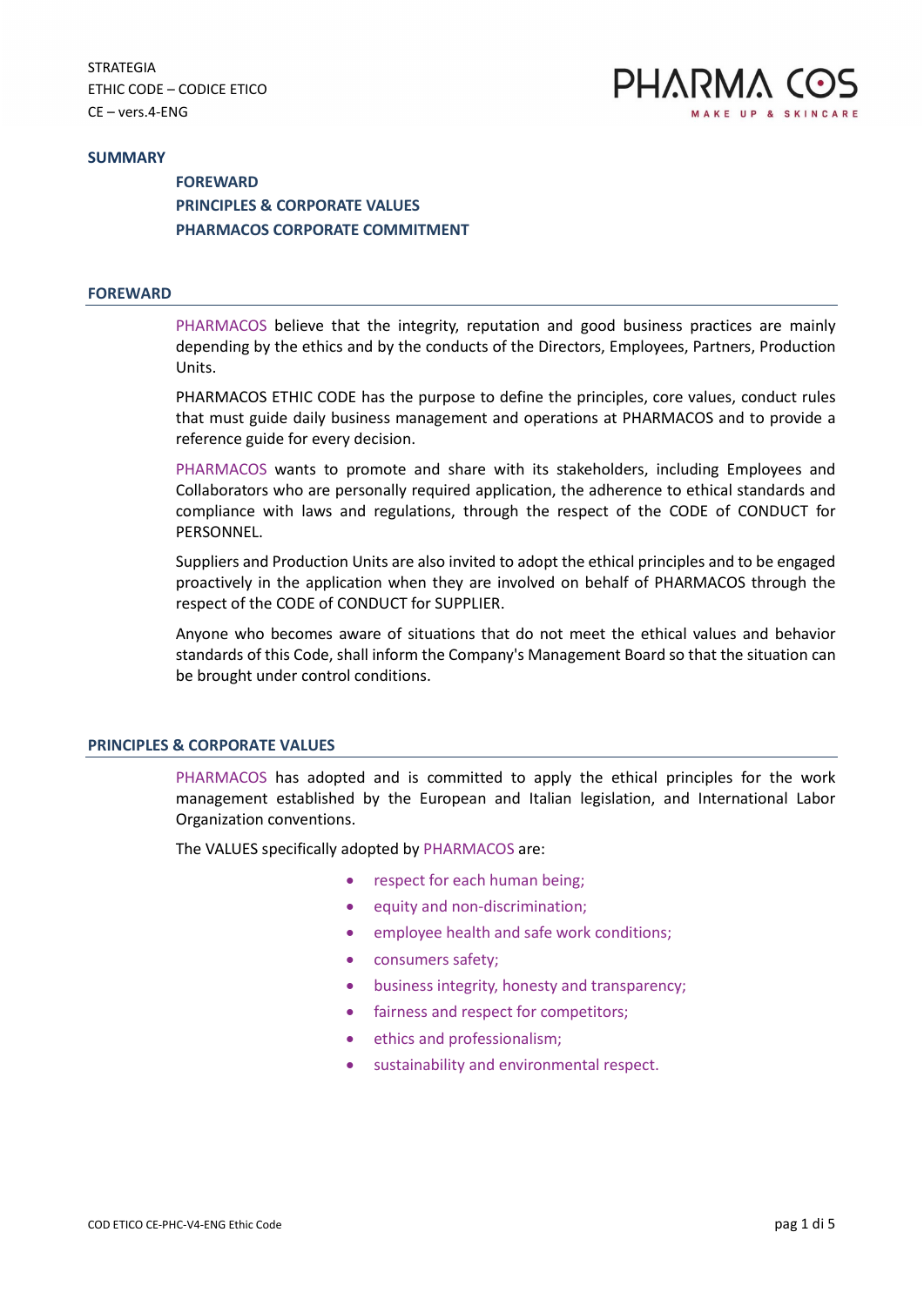STRATEGIA
ETHIC CODE – CODICE ETICO
CE – vers.4-ENG

PHARMA COS
MAKE UP & SKINCARE

## SUMMARY

**FOREWARD**
**PRINCIPLES & CORPORATE VALUES**
**PHARMACOS CORPORATE COMMITMENT**

## FOREWARD

PHARMACOS believe that the integrity, reputation and good business practices are mainly depending by the ethics and by the conducts of the Directors, Employees, Partners, Production Units.

PHARMACOS ETHIC CODE has the purpose to define the principles, core values, conduct rules that must guide daily business management and operations at PHARMACOS and to provide a reference guide for every decision.

PHARMACOS wants to promote and share with its stakeholders, including Employees and Collaborators who are personally required application, the adherence to ethical standards and compliance with laws and regulations, through the respect of the CODE of CONDUCT for PERSONNEL.

Suppliers and Production Units are also invited to adopt the ethical principles and to be engaged proactively in the application when they are involved on behalf of PHARMACOS through the respect of the CODE of CONDUCT for SUPPLIER.

Anyone who becomes aware of situations that do not meet the ethical values and behavior standards of this Code, shall inform the Company's Management Board so that the situation can be brought under control conditions.

## PRINCIPLES & CORPORATE VALUES

PHARMACOS has adopted and is committed to apply the ethical principles for the work management established by the European and Italian legislation, and International Labor Organization conventions.

The VALUES specifically adopted by PHARMACOS are:

- respect for each human being;
- equity and non-discrimination;
- employee health and safe work conditions;
- consumers safety;
- business integrity, honesty and transparency;
- fairness and respect for competitors;
- ethics and professionalism;
- sustainability and environmental respect.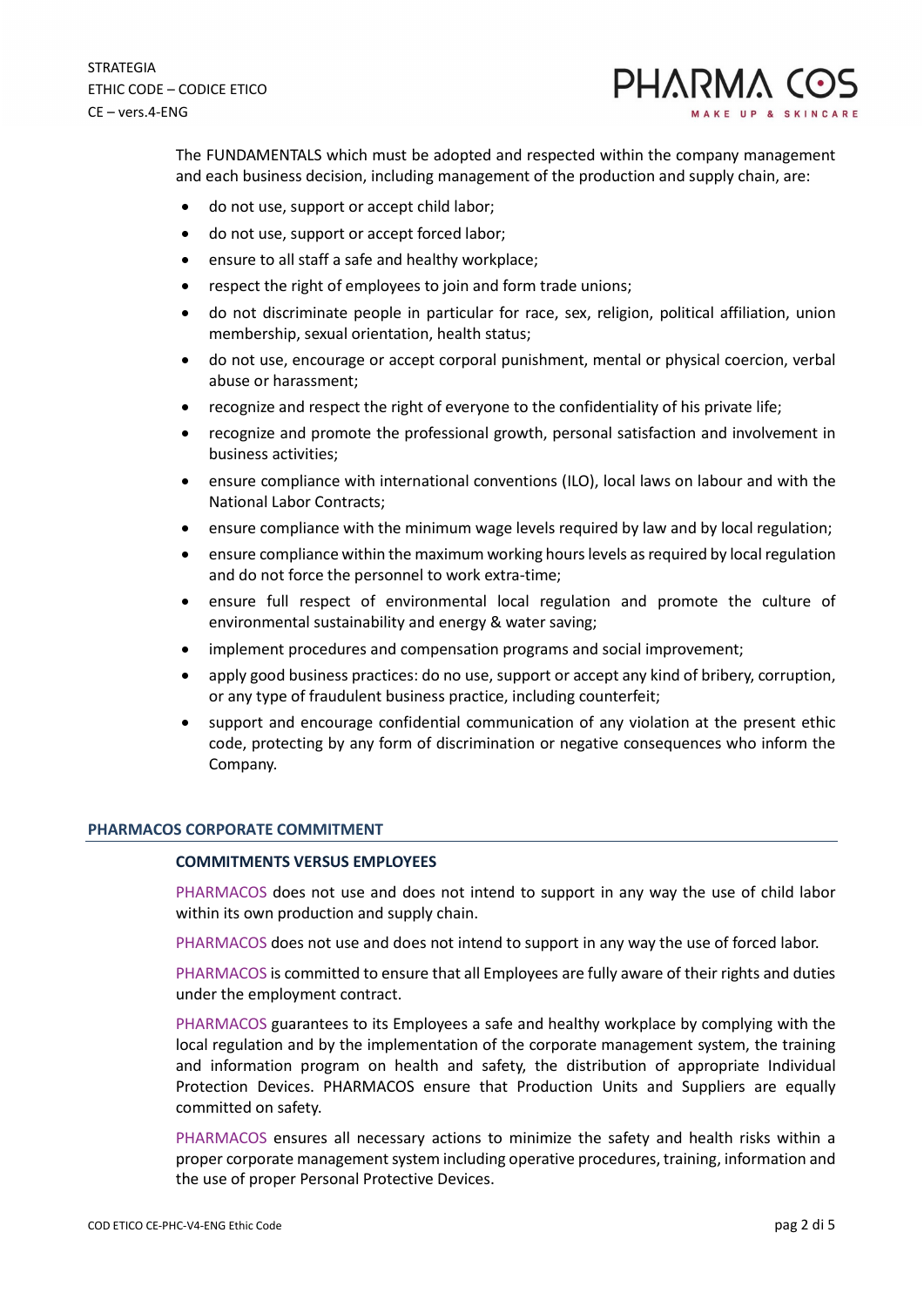The FUNDAMENTALS which must be adopted and respected within the company management and each business decision, including management of the production and supply chain, are:

- do not use, support or accept child labor;
- do not use, support or accept forced labor;
- ensure to all staff a safe and healthy workplace;
- respect the right of employees to join and form trade unions;
- do not discriminate people in particular for race, sex, religion, political affiliation, union membership, sexual orientation, health status;
- do not use, encourage or accept corporal punishment, mental or physical coercion, verbal abuse or harassment;
- recognize and respect the right of everyone to the confidentiality of his private life;
- recognize and promote the professional growth, personal satisfaction and involvement in business activities;
- ensure compliance with international conventions (ILO), local laws on labour and with the National Labor Contracts;
- ensure compliance with the minimum wage levels required by law and by local regulation;
- ensure compliance within the maximum working hours levels as required by local regulation and do not force the personnel to work extra-time;
- ensure full respect of environmental local regulation and promote the culture of environmental sustainability and energy & water saving;
- implement procedures and compensation programs and social improvement;
- apply good business practices: do no use, support or accept any kind of bribery, corruption, or any type of fraudulent business practice, including counterfeit;
- support and encourage confidential communication of any violation at the present ethic code, protecting by any form of discrimination or negative consequences who inform the Company.

## PHARMACOS CORPORATE COMMITMENT

### COMMITMENTS VERSUS EMPLOYEES

PHARMACOS does not use and does not intend to support in any way the use of child labor within its own production and supply chain.

PHARMACOS does not use and does not intend to support in any way the use of forced labor.

PHARMACOS is committed to ensure that all Employees are fully aware of their rights and duties under the employment contract.

PHARMACOS guarantees to its Employees a safe and healthy workplace by complying with the local regulation and by the implementation of the corporate management system, the training and information program on health and safety, the distribution of appropriate Individual Protection Devices. PHARMACOS ensure that Production Units and Suppliers are equally committed on safety.

PHARMACOS ensures all necessary actions to minimize the safety and health risks within a proper corporate management system including operative procedures, training, information and the use of proper Personal Protective Devices.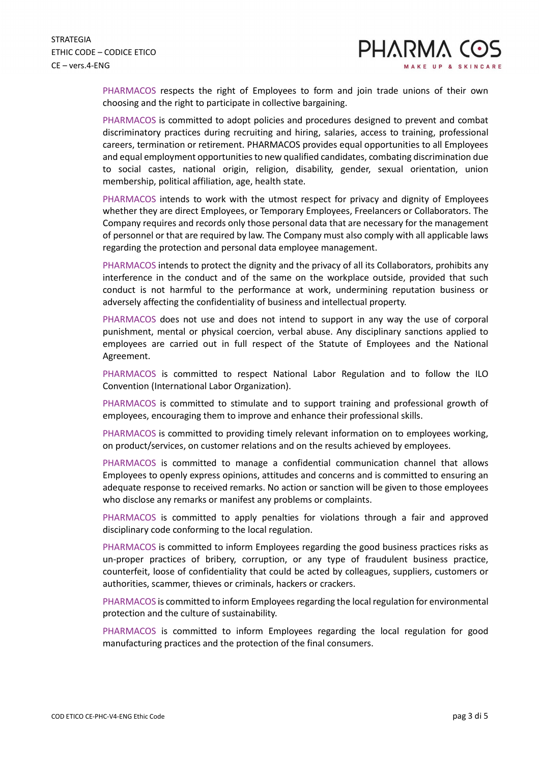PHARMACOS respects the right of Employees to form and join trade unions of their own choosing and the right to participate in collective bargaining.

PHARMACOS is committed to adopt policies and procedures designed to prevent and combat discriminatory practices during recruiting and hiring, salaries, access to training, professional careers, termination or retirement. PHARMACOS provides equal opportunities to all Employees and equal employment opportunities to new qualified candidates, combating discrimination due to social castes, national origin, religion, disability, gender, sexual orientation, union membership, political affiliation, age, health state.

PHARMACOS intends to work with the utmost respect for privacy and dignity of Employees whether they are direct Employees, or Temporary Employees, Freelancers or Collaborators. The Company requires and records only those personal data that are necessary for the management of personnel or that are required by law. The Company must also comply with all applicable laws regarding the protection and personal data employee management.

PHARMACOS intends to protect the dignity and the privacy of all its Collaborators, prohibits any interference in the conduct and of the same on the workplace outside, provided that such conduct is not harmful to the performance at work, undermining reputation business or adversely affecting the confidentiality of business and intellectual property.

PHARMACOS does not use and does not intend to support in any way the use of corporal punishment, mental or physical coercion, verbal abuse. Any disciplinary sanctions applied to employees are carried out in full respect of the Statute of Employees and the National Agreement.

PHARMACOS is committed to respect National Labor Regulation and to follow the ILO Convention (International Labor Organization).

PHARMACOS is committed to stimulate and to support training and professional growth of employees, encouraging them to improve and enhance their professional skills.

PHARMACOS is committed to providing timely relevant information on to employees working, on product/services, on customer relations and on the results achieved by employees.

PHARMACOS is committed to manage a confidential communication channel that allows Employees to openly express opinions, attitudes and concerns and is committed to ensuring an adequate response to received remarks. No action or sanction will be given to those employees who disclose any remarks or manifest any problems or complaints.

PHARMACOS is committed to apply penalties for violations through a fair and approved disciplinary code conforming to the local regulation.

PHARMACOS is committed to inform Employees regarding the good business practices risks as un-proper practices of bribery, corruption, or any type of fraudulent business practice, counterfeit, loose of confidentiality that could be acted by colleagues, suppliers, customers or authorities, scammer, thieves or criminals, hackers or crackers.

PHARMACOS is committed to inform Employees regarding the local regulation for environmental protection and the culture of sustainability.

PHARMACOS is committed to inform Employees regarding the local regulation for good manufacturing practices and the protection of the final consumers.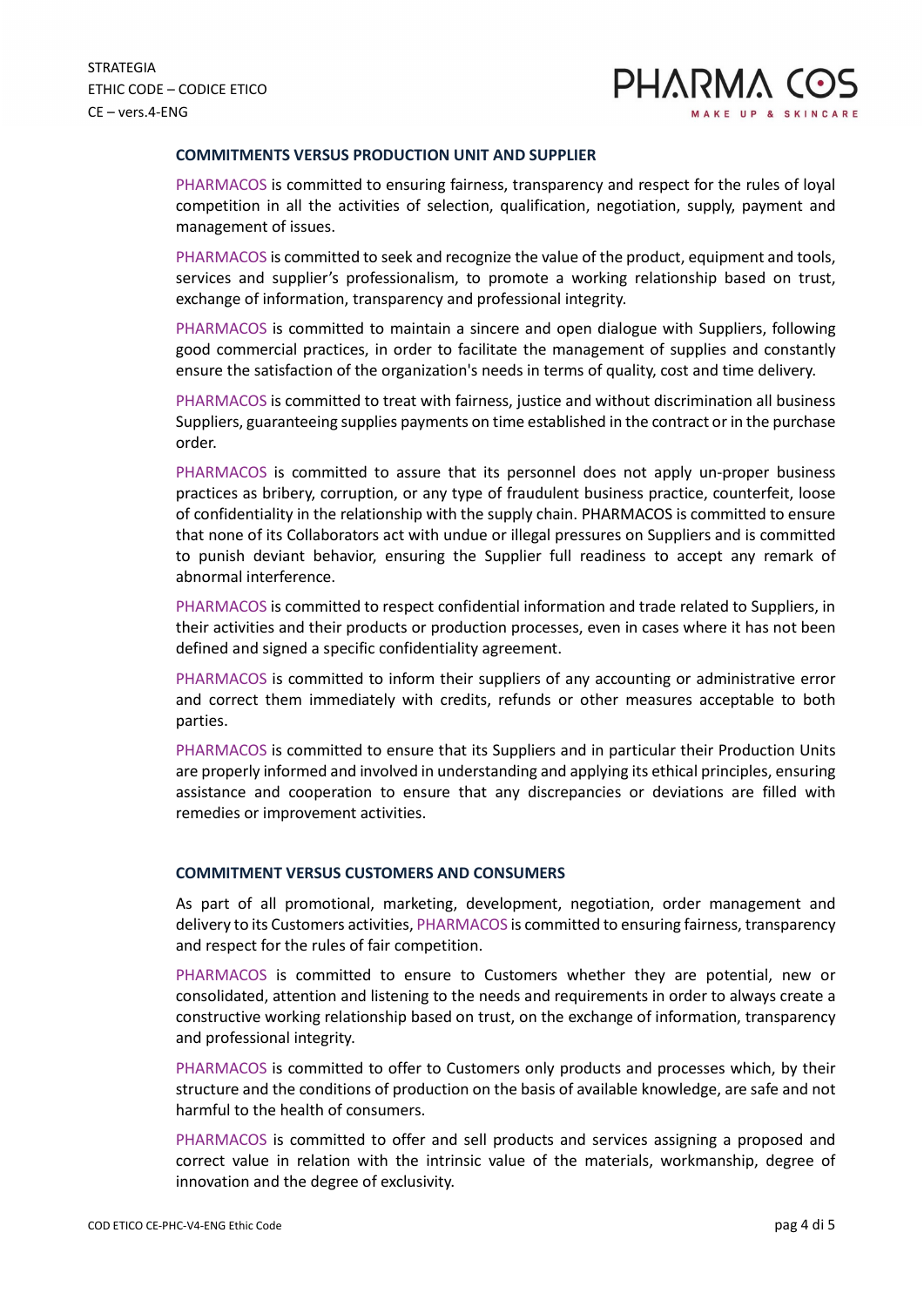### COMMITMENTS VERSUS PRODUCTION UNIT AND SUPPLIER

PHARMACOS is committed to ensuring fairness, transparency and respect for the rules of loyal competition in all the activities of selection, qualification, negotiation, supply, payment and management of issues.

PHARMACOS is committed to seek and recognize the value of the product, equipment and tools, services and supplier's professionalism, to promote a working relationship based on trust, exchange of information, transparency and professional integrity.

PHARMACOS is committed to maintain a sincere and open dialogue with Suppliers, following good commercial practices, in order to facilitate the management of supplies and constantly ensure the satisfaction of the organization's needs in terms of quality, cost and time delivery.

PHARMACOS is committed to treat with fairness, justice and without discrimination all business Suppliers, guaranteeing supplies payments on time established in the contract or in the purchase order.

PHARMACOS is committed to assure that its personnel does not apply un-proper business practices as bribery, corruption, or any type of fraudulent business practice, counterfeit, loose of confidentiality in the relationship with the supply chain. PHARMACOS is committed to ensure that none of its Collaborators act with undue or illegal pressures on Suppliers and is committed to punish deviant behavior, ensuring the Supplier full readiness to accept any remark of abnormal interference.

PHARMACOS is committed to respect confidential information and trade related to Suppliers, in their activities and their products or production processes, even in cases where it has not been defined and signed a specific confidentiality agreement.

PHARMACOS is committed to inform their suppliers of any accounting or administrative error and correct them immediately with credits, refunds or other measures acceptable to both parties.

PHARMACOS is committed to ensure that its Suppliers and in particular their Production Units are properly informed and involved in understanding and applying its ethical principles, ensuring assistance and cooperation to ensure that any discrepancies or deviations are filled with remedies or improvement activities.

### COMMITMENT VERSUS CUSTOMERS AND CONSUMERS

As part of all promotional, marketing, development, negotiation, order management and delivery to its Customers activities, PHARMACOS is committed to ensuring fairness, transparency and respect for the rules of fair competition.

PHARMACOS is committed to ensure to Customers whether they are potential, new or consolidated, attention and listening to the needs and requirements in order to always create a constructive working relationship based on trust, on the exchange of information, transparency and professional integrity.

PHARMACOS is committed to offer to Customers only products and processes which, by their structure and the conditions of production on the basis of available knowledge, are safe and not harmful to the health of consumers.

PHARMACOS is committed to offer and sell products and services assigning a proposed and correct value in relation with the intrinsic value of the materials, workmanship, degree of innovation and the degree of exclusivity.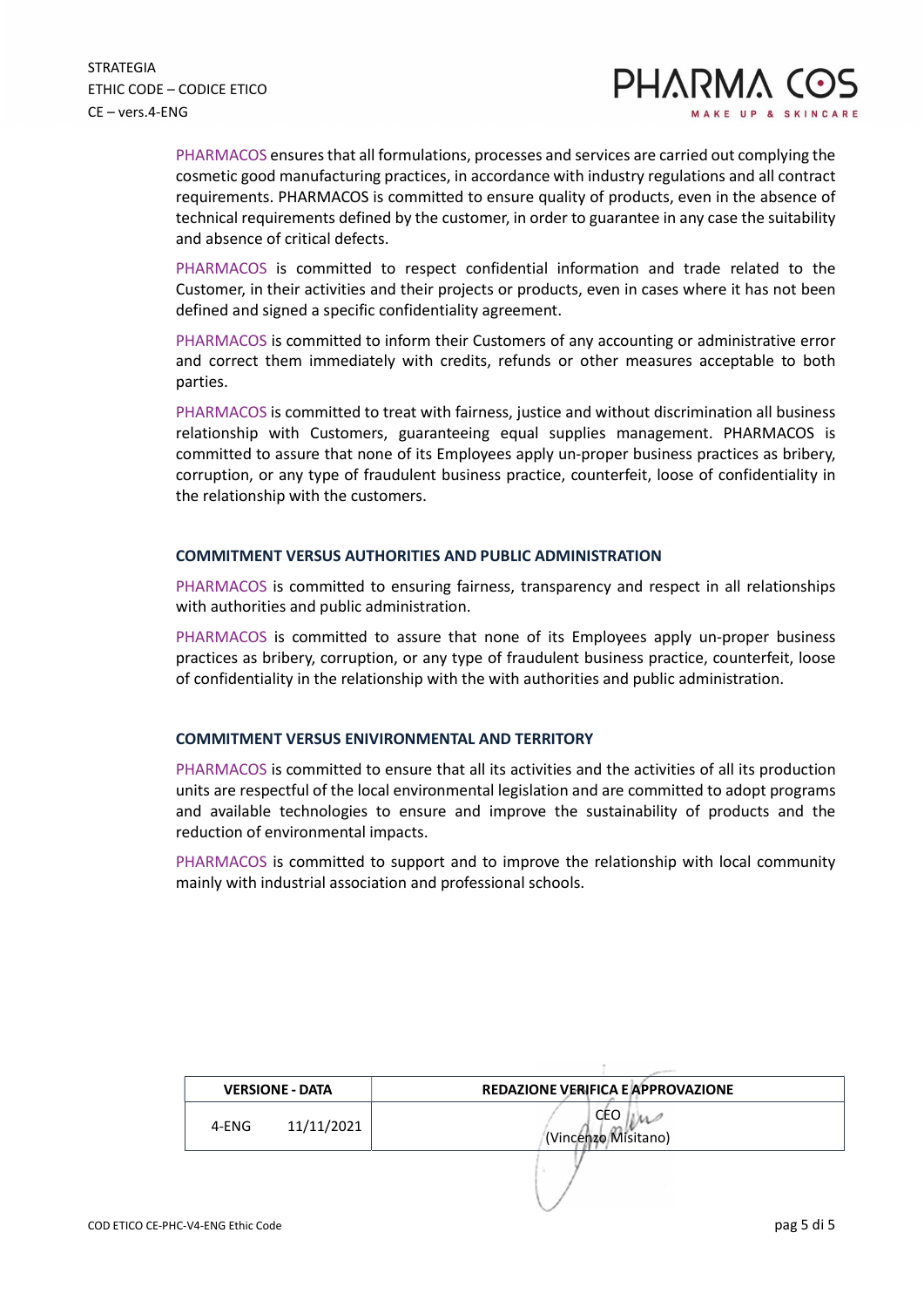PHARMACOS ensures that all formulations, processes and services are carried out complying the cosmetic good manufacturing practices, in accordance with industry regulations and all contract requirements. PHARMACOS is committed to ensure quality of products, even in the absence of technical requirements defined by the customer, in order to guarantee in any case the suitability and absence of critical defects.

PHARMACOS is committed to respect confidential information and trade related to the Customer, in their activities and their projects or products, even in cases where it has not been defined and signed a specific confidentiality agreement.

PHARMACOS is committed to inform their Customers of any accounting or administrative error and correct them immediately with credits, refunds or other measures acceptable to both parties.

PHARMACOS is committed to treat with fairness, justice and without discrimination all business relationship with Customers, guaranteeing equal supplies management. PHARMACOS is committed to assure that none of its Employees apply un-proper business practices as bribery, corruption, or any type of fraudulent business practice, counterfeit, loose of confidentiality in the relationship with the customers.

### COMMITMENT VERSUS AUTHORITIES AND PUBLIC ADMINISTRATION

PHARMACOS is committed to ensuring fairness, transparency and respect in all relationships with authorities and public administration.

PHARMACOS is committed to assure that none of its Employees apply un-proper business practices as bribery, corruption, or any type of fraudulent business practice, counterfeit, loose of confidentiality in the relationship with the with authorities and public administration.

### COMMITMENT VERSUS ENIVIRONMENTAL AND TERRITORY

PHARMACOS is committed to ensure that all its activities and the activities of all its production units are respectful of the local environmental legislation and are committed to adopt programs and available technologies to ensure and improve the sustainability of products and the reduction of environmental impacts.

PHARMACOS is committed to support and to improve the relationship with local community mainly with industrial association and professional schools.

| VERSIONE - DATA | | REDAZIONE VERIFICA E APPROVAZIONE |
|---|---|---|
| 4-ENG | 11/11/2021 | CEO (Vincenzo Misitano) |